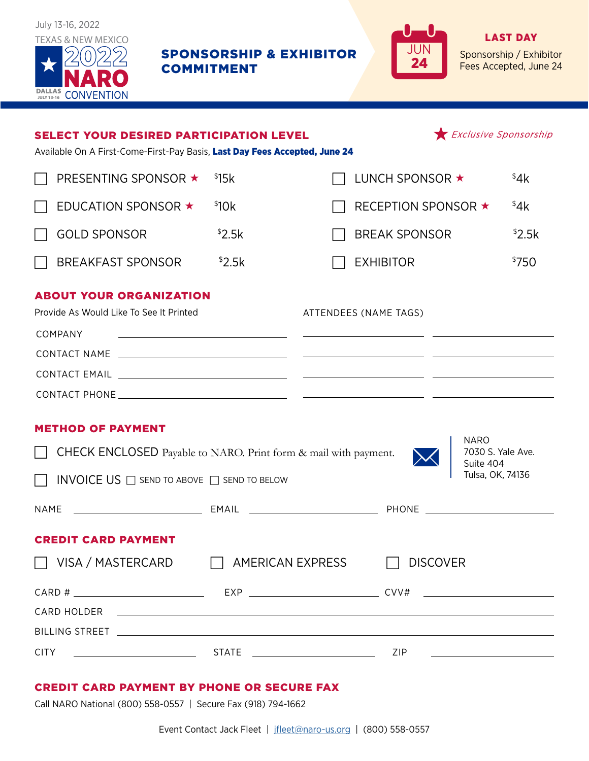July 13-16, 2022
TEXAS & NEW MEXICO

2022 NARO CONVENTION
DALLAS JULY 13-16

# SPONSORSHIP & EXHIBITOR COMMITMENT

JUN 24

**LAST DAY**
Sponsorship / Exhibitor Fees Accepted, June 24

## SELECT YOUR DESIRED PARTICIPATION LEVEL

★ *Exclusive Sponsorship*

Available On A First-Come-First-Pay Basis, **Last Day Fees Accepted, June 24**

| | Level | Fee | | Level | Fee |
|---|---|---|---|---|---|
| ☐ | PRESENTING SPONSOR ★ | $15k | ☐ | LUNCH SPONSOR ★ | $4k |
| ☐ | EDUCATION SPONSOR ★ | $10k | ☐ | RECEPTION SPONSOR ★ | $4k |
| ☐ | GOLD SPONSOR | $2.5k | ☐ | BREAK SPONSOR | $2.5k |
| ☐ | BREAKFAST SPONSOR | $2.5k | ☐ | EXHIBITOR | $750 |

## ABOUT YOUR ORGANIZATION

Provide As Would Like To See It Printed

COMPANY ______________________

CONTACT NAME ______________________

CONTACT EMAIL ______________________

CONTACT PHONE ______________________

ATTENDEES (NAME TAGS)

______________ ______________

______________ ______________

______________ ______________

______________ ______________

## METHOD OF PAYMENT

☐ CHECK ENCLOSED Payable to NARO. Print form & mail with payment.

☐ INVOICE US ☐ SEND TO ABOVE ☐ SEND TO BELOW

NARO
7030 S. Yale Ave.
Suite 404
Tulsa, OK, 74136

NAME ______________ EMAIL ______________ PHONE ______________

## CREDIT CARD PAYMENT

☐ VISA / MASTERCARD ☐ AMERICAN EXPRESS ☐ DISCOVER

CARD # ______________ EXP ______________ CVV# ______________

CARD HOLDER ______________________________

BILLING STREET ______________________________

CITY ______________ STATE ______________ ZIP ______________

## CREDIT CARD PAYMENT BY PHONE OR SECURE FAX

Call NARO National (800) 558-0557 | Secure Fax (918) 794-1662

Event Contact Jack Fleet | jfleet@naro-us.org | (800) 558-0557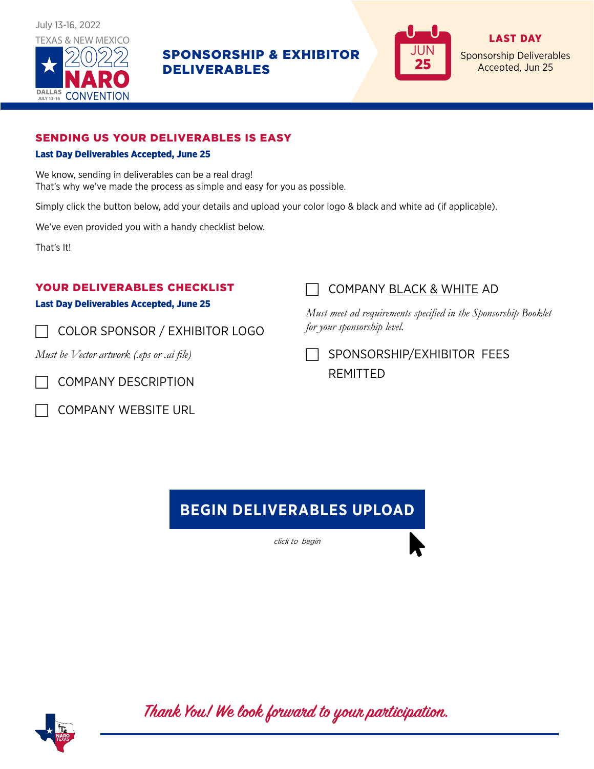July 13-16, 2022

TEXAS & NEW MEXICO

2022 NARO CONVENTION

DALLAS JULY 13-16

# SPONSORSHIP & EXHIBITOR DELIVERABLES

JUN 25

**LAST DAY**

Sponsorship Deliverables Accepted, Jun 25

## SENDING US YOUR DELIVERABLES IS EASY

**Last Day Deliverables Accepted, June 25**

We know, sending in deliverables can be a real drag!
That's why we've made the process as simple and easy for you as possible.

Simply click the button below, add your details and upload your color logo & black and white ad (if applicable).

We've even provided you with a handy checklist below.

That's It!

## YOUR DELIVERABLES CHECKLIST

**Last Day Deliverables Accepted, June 25**

- [ ] COLOR SPONSOR / EXHIBITOR LOGO

*Must be Vector artwork (.eps or .ai file)*

- [ ] COMPANY DESCRIPTION
- [ ] COMPANY WEBSITE URL
- [ ] COMPANY BLACK & WHITE AD

*Must meet ad requirements specified in the Sponsorship Booklet for your sponsorship level.*

- [ ] SPONSORSHIP/EXHIBITOR FEES REMITTED

**BEGIN DELIVERABLES UPLOAD**

*click to begin*

*Thank You! We look forward to your participation.*